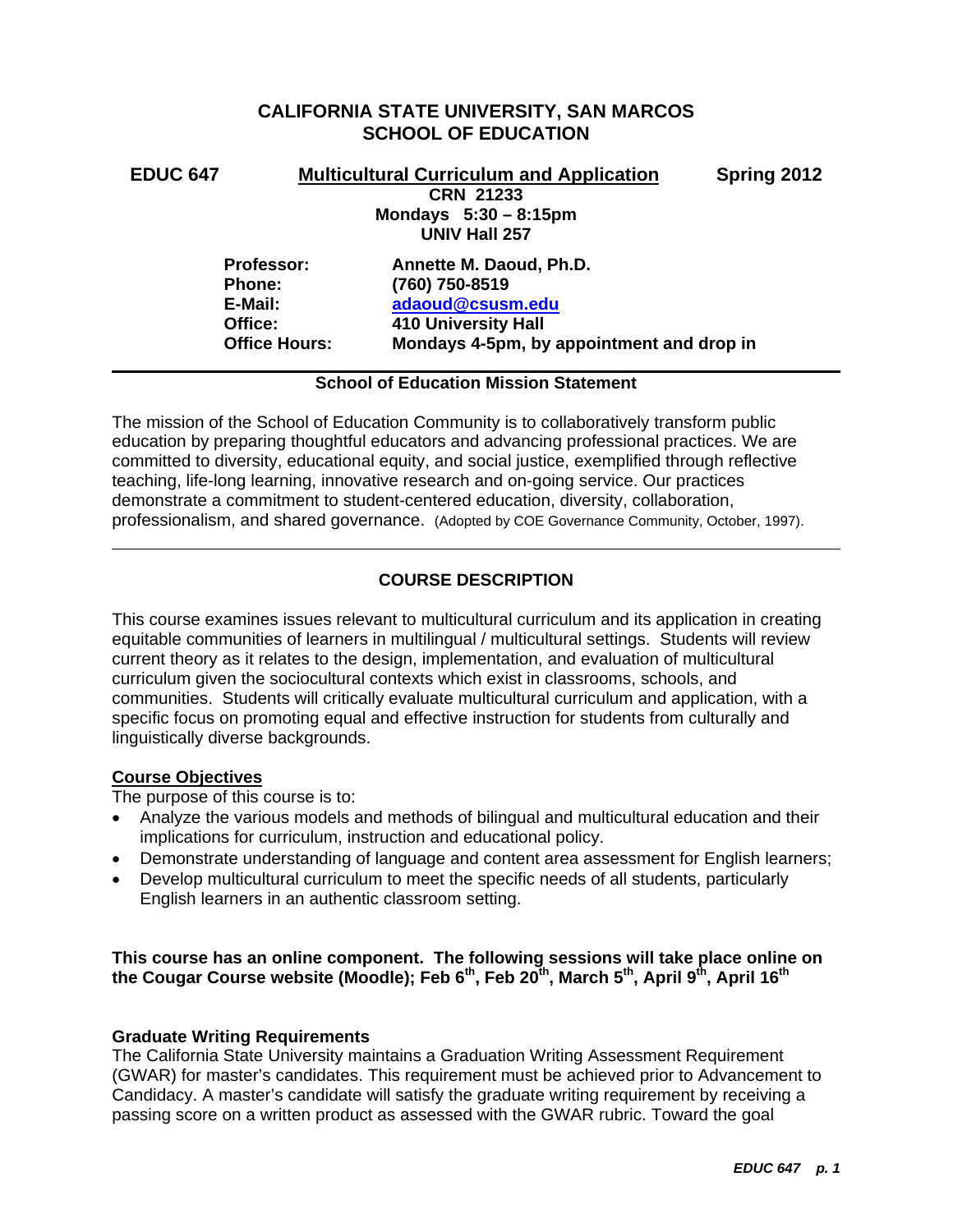# CALIFORNIA STATE UNIVERSITY, SAN MARCOS
# SCHOOL OF EDUCATION

**EDUC 647** **Multicultural Curriculum and Application** **Spring 2012**

**CRN 21233**
**Mondays 5:30 – 8:15pm**
**UNIV Hall 257**

**Professor:** Annette M. Daoud, Ph.D.
**Phone:** (760) 750-8519
**E-Mail:** adaoud@csusm.edu
**Office:** 410 University Hall
**Office Hours:** Mondays 4-5pm, by appointment and drop in

## School of Education Mission Statement

The mission of the School of Education Community is to collaboratively transform public education by preparing thoughtful educators and advancing professional practices. We are committed to diversity, educational equity, and social justice, exemplified through reflective teaching, life-long learning, innovative research and on-going service. Our practices demonstrate a commitment to student-centered education, diversity, collaboration, professionalism, and shared governance. (Adopted by COE Governance Community, October, 1997).

## COURSE DESCRIPTION

This course examines issues relevant to multicultural curriculum and its application in creating equitable communities of learners in multilingual / multicultural settings. Students will review current theory as it relates to the design, implementation, and evaluation of multicultural curriculum given the sociocultural contexts which exist in classrooms, schools, and communities. Students will critically evaluate multicultural curriculum and application, with a specific focus on promoting equal and effective instruction for students from culturally and linguistically diverse backgrounds.

### Course Objectives

The purpose of this course is to:

- Analyze the various models and methods of bilingual and multicultural education and their implications for curriculum, instruction and educational policy.
- Demonstrate understanding of language and content area assessment for English learners;
- Develop multicultural curriculum to meet the specific needs of all students, particularly English learners in an authentic classroom setting.

**This course has an online component. The following sessions will take place online on the Cougar Course website (Moodle); Feb 6th, Feb 20th, March 5th, April 9th, April 16th**

### Graduate Writing Requirements

The California State University maintains a Graduation Writing Assessment Requirement (GWAR) for master's candidates. This requirement must be achieved prior to Advancement to Candidacy. A master's candidate will satisfy the graduate writing requirement by receiving a passing score on a written product as assessed with the GWAR rubric. Toward the goal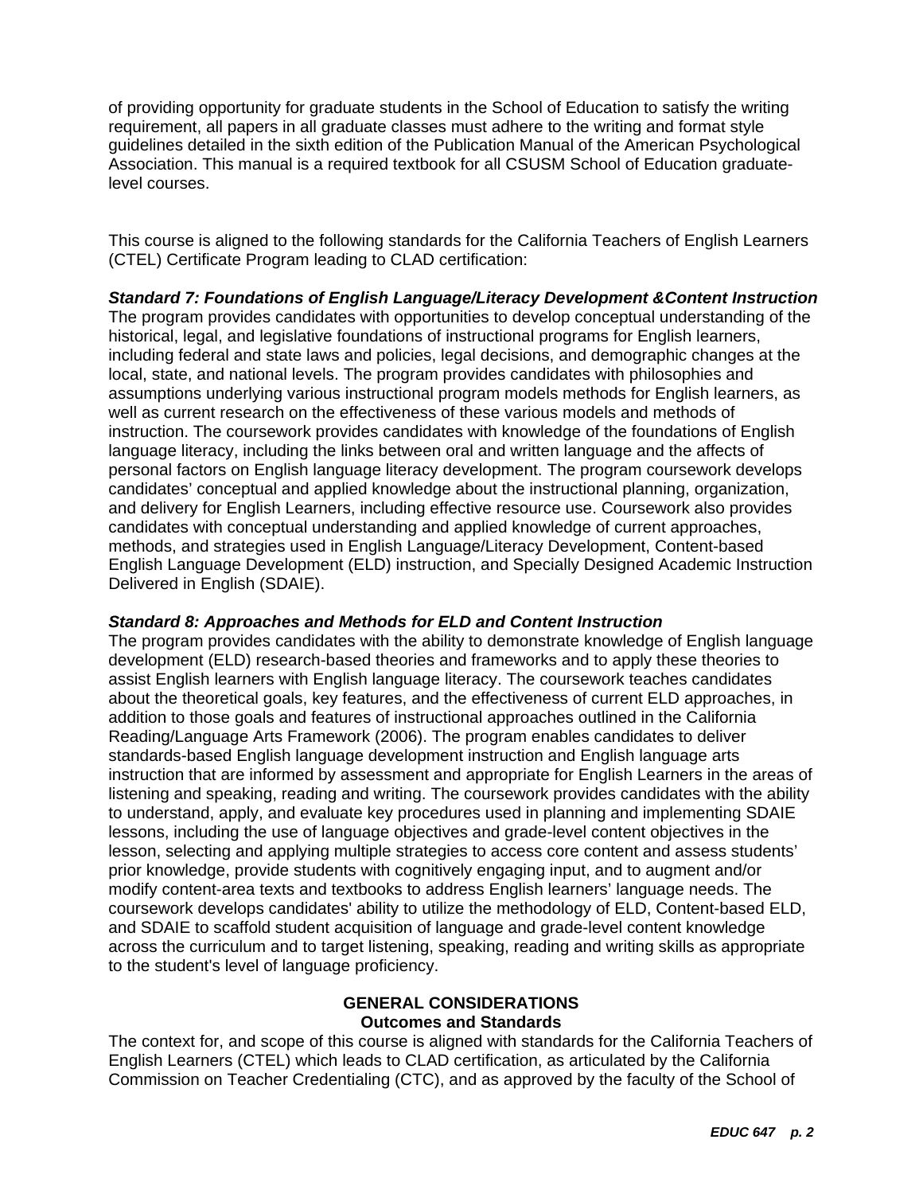of providing opportunity for graduate students in the School of Education to satisfy the writing requirement, all papers in all graduate classes must adhere to the writing and format style guidelines detailed in the sixth edition of the Publication Manual of the American Psychological Association. This manual is a required textbook for all CSUSM School of Education graduate-level courses.

This course is aligned to the following standards for the California Teachers of English Learners (CTEL) Certificate Program leading to CLAD certification:

***Standard 7: Foundations of English Language/Literacy Development &Content Instruction***
The program provides candidates with opportunities to develop conceptual understanding of the historical, legal, and legislative foundations of instructional programs for English learners, including federal and state laws and policies, legal decisions, and demographic changes at the local, state, and national levels. The program provides candidates with philosophies and assumptions underlying various instructional program models methods for English learners, as well as current research on the effectiveness of these various models and methods of instruction. The coursework provides candidates with knowledge of the foundations of English language literacy, including the links between oral and written language and the affects of personal factors on English language literacy development. The program coursework develops candidates' conceptual and applied knowledge about the instructional planning, organization, and delivery for English Learners, including effective resource use. Coursework also provides candidates with conceptual understanding and applied knowledge of current approaches, methods, and strategies used in English Language/Literacy Development, Content-based English Language Development (ELD) instruction, and Specially Designed Academic Instruction Delivered in English (SDAIE).

***Standard 8: Approaches and Methods for ELD and Content Instruction***
The program provides candidates with the ability to demonstrate knowledge of English language development (ELD) research-based theories and frameworks and to apply these theories to assist English learners with English language literacy. The coursework teaches candidates about the theoretical goals, key features, and the effectiveness of current ELD approaches, in addition to those goals and features of instructional approaches outlined in the California Reading/Language Arts Framework (2006). The program enables candidates to deliver standards-based English language development instruction and English language arts instruction that are informed by assessment and appropriate for English Learners in the areas of listening and speaking, reading and writing. The coursework provides candidates with the ability to understand, apply, and evaluate key procedures used in planning and implementing SDAIE lessons, including the use of language objectives and grade-level content objectives in the lesson, selecting and applying multiple strategies to access core content and assess students' prior knowledge, provide students with cognitively engaging input, and to augment and/or modify content-area texts and textbooks to address English learners' language needs. The coursework develops candidates' ability to utilize the methodology of ELD, Content-based ELD, and SDAIE to scaffold student acquisition of language and grade-level content knowledge across the curriculum and to target listening, speaking, reading and writing skills as appropriate to the student's level of language proficiency.

## GENERAL CONSIDERATIONS

### Outcomes and Standards

The context for, and scope of this course is aligned with standards for the California Teachers of English Learners (CTEL) which leads to CLAD certification, as articulated by the California Commission on Teacher Credentialing (CTC), and as approved by the faculty of the School of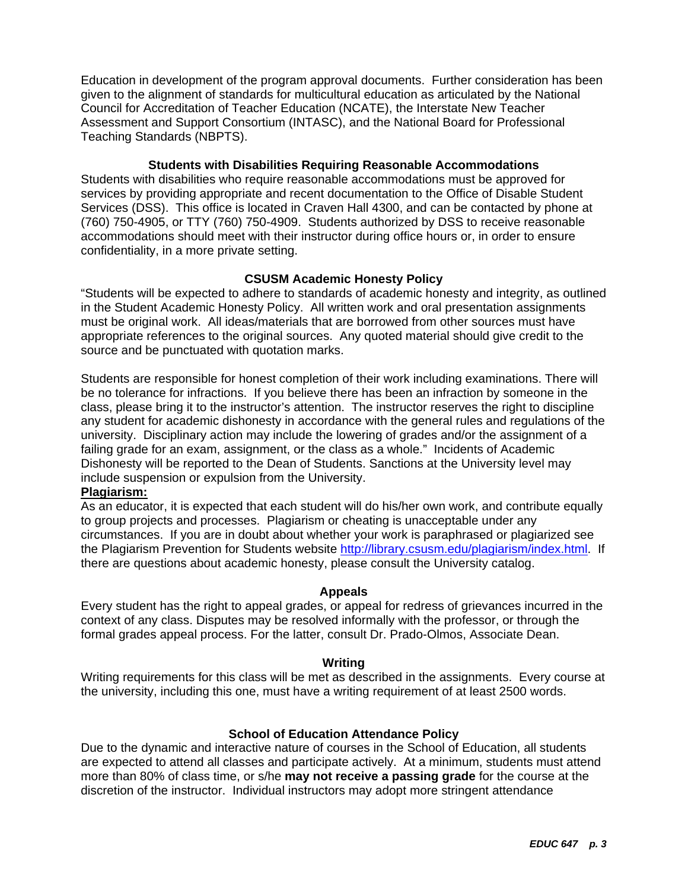Education in development of the program approval documents. Further consideration has been given to the alignment of standards for multicultural education as articulated by the National Council for Accreditation of Teacher Education (NCATE), the Interstate New Teacher Assessment and Support Consortium (INTASC), and the National Board for Professional Teaching Standards (NBPTS).

### Students with Disabilities Requiring Reasonable Accommodations

Students with disabilities who require reasonable accommodations must be approved for services by providing appropriate and recent documentation to the Office of Disable Student Services (DSS). This office is located in Craven Hall 4300, and can be contacted by phone at (760) 750-4905, or TTY (760) 750-4909. Students authorized by DSS to receive reasonable accommodations should meet with their instructor during office hours or, in order to ensure confidentiality, in a more private setting.

### CSUSM Academic Honesty Policy

"Students will be expected to adhere to standards of academic honesty and integrity, as outlined in the Student Academic Honesty Policy. All written work and oral presentation assignments must be original work. All ideas/materials that are borrowed from other sources must have appropriate references to the original sources. Any quoted material should give credit to the source and be punctuated with quotation marks.

Students are responsible for honest completion of their work including examinations. There will be no tolerance for infractions. If you believe there has been an infraction by someone in the class, please bring it to the instructor's attention. The instructor reserves the right to discipline any student for academic dishonesty in accordance with the general rules and regulations of the university. Disciplinary action may include the lowering of grades and/or the assignment of a failing grade for an exam, assignment, or the class as a whole." Incidents of Academic Dishonesty will be reported to the Dean of Students. Sanctions at the University level may include suspension or expulsion from the University.

**Plagiarism:**

As an educator, it is expected that each student will do his/her own work, and contribute equally to group projects and processes. Plagiarism or cheating is unacceptable under any circumstances. If you are in doubt about whether your work is paraphrased or plagiarized see the Plagiarism Prevention for Students website http://library.csusm.edu/plagiarism/index.html. If there are questions about academic honesty, please consult the University catalog.

### Appeals

Every student has the right to appeal grades, or appeal for redress of grievances incurred in the context of any class. Disputes may be resolved informally with the professor, or through the formal grades appeal process. For the latter, consult Dr. Prado-Olmos, Associate Dean.

### Writing

Writing requirements for this class will be met as described in the assignments. Every course at the university, including this one, must have a writing requirement of at least 2500 words.

### School of Education Attendance Policy

Due to the dynamic and interactive nature of courses in the School of Education, all students are expected to attend all classes and participate actively. At a minimum, students must attend more than 80% of class time, or s/he **may not receive a passing grade** for the course at the discretion of the instructor. Individual instructors may adopt more stringent attendance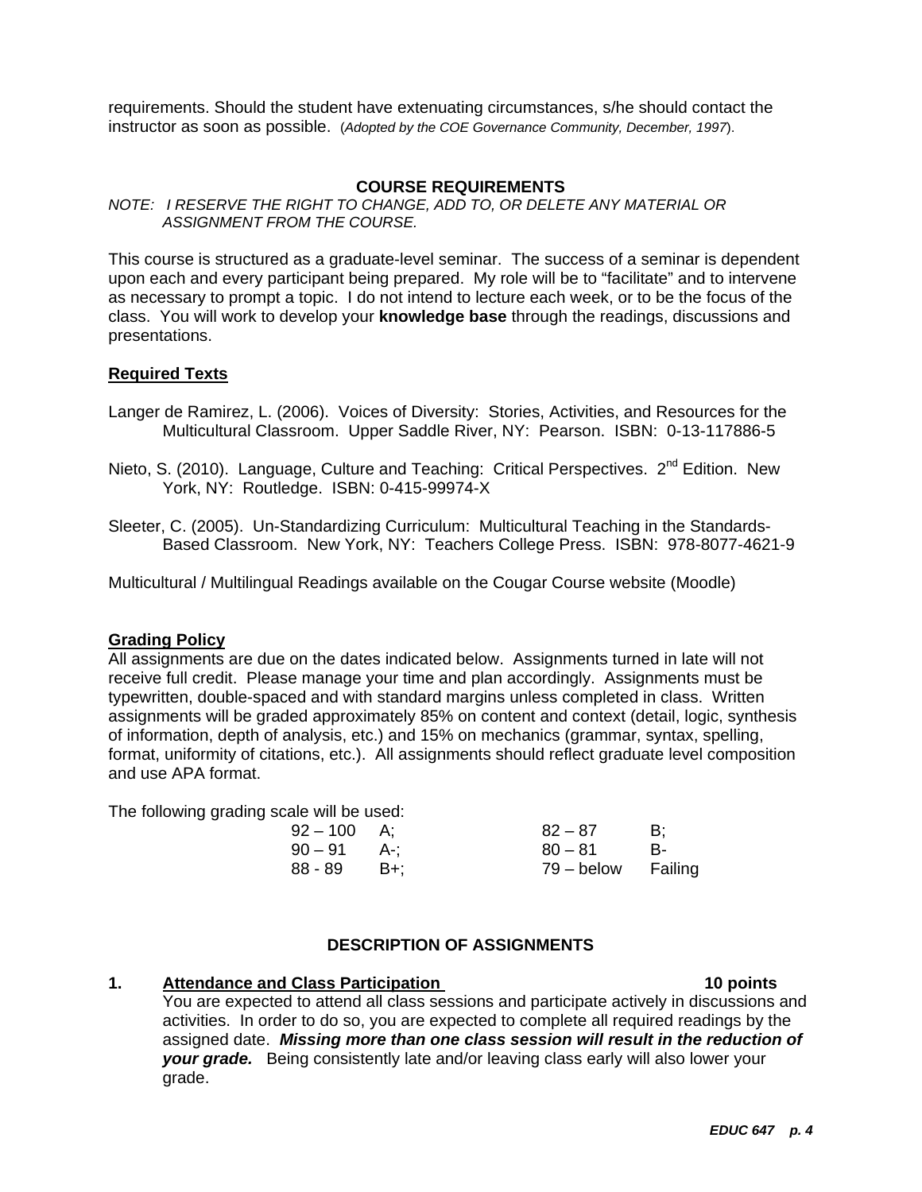requirements. Should the student have extenuating circumstances, s/he should contact the instructor as soon as possible. (*Adopted by the COE Governance Community, December, 1997*).

## COURSE REQUIREMENTS

*NOTE: I RESERVE THE RIGHT TO CHANGE, ADD TO, OR DELETE ANY MATERIAL OR ASSIGNMENT FROM THE COURSE.*

This course is structured as a graduate-level seminar. The success of a seminar is dependent upon each and every participant being prepared. My role will be to "facilitate" and to intervene as necessary to prompt a topic. I do not intend to lecture each week, or to be the focus of the class. You will work to develop your **knowledge base** through the readings, discussions and presentations.

### Required Texts

Langer de Ramirez, L. (2006). Voices of Diversity: Stories, Activities, and Resources for the Multicultural Classroom. Upper Saddle River, NY: Pearson. ISBN: 0-13-117886-5

Nieto, S. (2010). Language, Culture and Teaching: Critical Perspectives. 2nd Edition. New York, NY: Routledge. ISBN: 0-415-99974-X

Sleeter, C. (2005). Un-Standardizing Curriculum: Multicultural Teaching in the Standards-Based Classroom. New York, NY: Teachers College Press. ISBN: 978-8077-4621-9

Multicultural / Multilingual Readings available on the Cougar Course website (Moodle)

### Grading Policy

All assignments are due on the dates indicated below. Assignments turned in late will not receive full credit. Please manage your time and plan accordingly. Assignments must be typewritten, double-spaced and with standard margins unless completed in class. Written assignments will be graded approximately 85% on content and context (detail, logic, synthesis of information, depth of analysis, etc.) and 15% on mechanics (grammar, syntax, spelling, format, uniformity of citations, etc.). All assignments should reflect graduate level composition and use APA format.

The following grading scale will be used:

| | | | |
|---|---|---|---|
| 92 – 100 | A; | 82 – 87 | B; |
| 90 – 91 | A-; | 80 – 81 | B- |
| 88 - 89 | B+; | 79 – below | Failing |

## DESCRIPTION OF ASSIGNMENTS

1. **Attendance and Class Participation** **10 points**
   You are expected to attend all class sessions and participate actively in discussions and activities. In order to do so, you are expected to complete all required readings by the assigned date. ***Missing more than one class session will result in the reduction of your grade.*** Being consistently late and/or leaving class early will also lower your grade.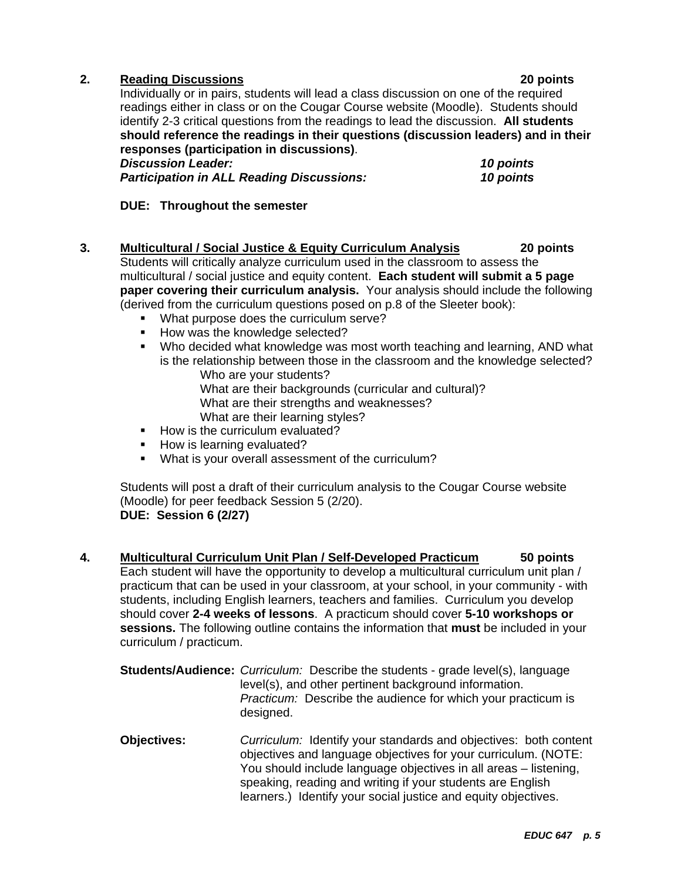**2. <u>Reading Discussions</u>** **20 points**

Individually or in pairs, students will lead a class discussion on one of the required readings either in class or on the Cougar Course website (Moodle). Students should identify 2-3 critical questions from the readings to lead the discussion. **All students should reference the readings in their questions (discussion leaders) and in their responses (participation in discussions)**.

***Discussion Leader:*** ***10 points***
***Participation in ALL Reading Discussions:*** ***10 points***

**DUE: Throughout the semester**

**3. <u>Multicultural / Social Justice & Equity Curriculum Analysis</u>** **20 points**

Students will critically analyze curriculum used in the classroom to assess the multicultural / social justice and equity content. **Each student will submit a 5 page paper covering their curriculum analysis.** Your analysis should include the following (derived from the curriculum questions posed on p.8 of the Sleeter book):

- What purpose does the curriculum serve?
- How was the knowledge selected?
- Who decided what knowledge was most worth teaching and learning, AND what is the relationship between those in the classroom and the knowledge selected?
  - Who are your students?
  - What are their backgrounds (curricular and cultural)?
  - What are their strengths and weaknesses?
  - What are their learning styles?
- How is the curriculum evaluated?
- How is learning evaluated?
- What is your overall assessment of the curriculum?

Students will post a draft of their curriculum analysis to the Cougar Course website (Moodle) for peer feedback Session 5 (2/20).
**DUE: Session 6 (2/27)**

**4. <u>Multicultural Curriculum Unit Plan / Self-Developed Practicum</u>** **50 points**

Each student will have the opportunity to develop a multicultural curriculum unit plan / practicum that can be used in your classroom, at your school, in your community - with students, including English learners, teachers and families. Curriculum you develop should cover **2-4 weeks of lessons**. A practicum should cover **5-10 workshops or sessions.** The following outline contains the information that **must** be included in your curriculum / practicum.

**Students/Audience:** *Curriculum:* Describe the students - grade level(s), language level(s), and other pertinent background information.
*Practicum:* Describe the audience for which your practicum is designed.

**Objectives:** *Curriculum:* Identify your standards and objectives: both content objectives and language objectives for your curriculum. (NOTE: You should include language objectives in all areas – listening, speaking, reading and writing if your students are English learners.) Identify your social justice and equity objectives.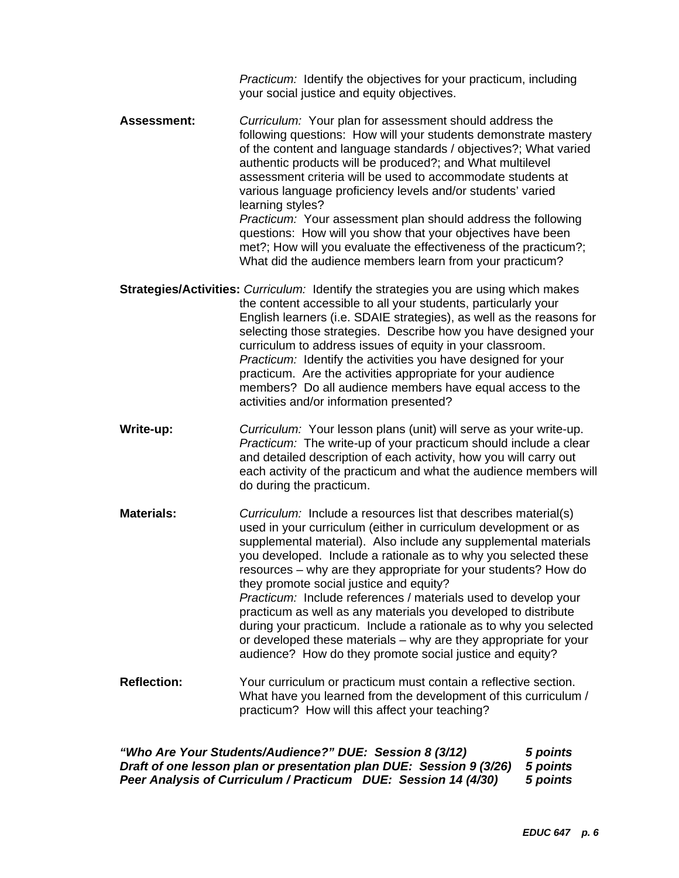*Practicum:* Identify the objectives for your practicum, including your social justice and equity objectives.

**Assessment:** *Curriculum:* Your plan for assessment should address the following questions: How will your students demonstrate mastery of the content and language standards / objectives?; What varied authentic products will be produced?; and What multilevel assessment criteria will be used to accommodate students at various language proficiency levels and/or students' varied learning styles?
*Practicum:* Your assessment plan should address the following questions: How will you show that your objectives have been met?; How will you evaluate the effectiveness of the practicum?; What did the audience members learn from your practicum?

**Strategies/Activities:** *Curriculum:* Identify the strategies you are using which makes the content accessible to all your students, particularly your English learners (i.e. SDAIE strategies), as well as the reasons for selecting those strategies. Describe how you have designed your curriculum to address issues of equity in your classroom.
*Practicum:* Identify the activities you have designed for your practicum. Are the activities appropriate for your audience members? Do all audience members have equal access to the activities and/or information presented?

**Write-up:** *Curriculum:* Your lesson plans (unit) will serve as your write-up.
*Practicum:* The write-up of your practicum should include a clear and detailed description of each activity, how you will carry out each activity of the practicum and what the audience members will do during the practicum.

**Materials:** *Curriculum:* Include a resources list that describes material(s) used in your curriculum (either in curriculum development or as supplemental material). Also include any supplemental materials you developed. Include a rationale as to why you selected these resources – why are they appropriate for your students? How do they promote social justice and equity?
*Practicum:* Include references / materials used to develop your practicum as well as any materials you developed to distribute during your practicum. Include a rationale as to why you selected or developed these materials – why are they appropriate for your audience? How do they promote social justice and equity?

**Reflection:** Your curriculum or practicum must contain a reflective section. What have you learned from the development of this curriculum / practicum? How will this affect your teaching?

***"Who Are Your Students/Audience?" DUE: Session 8 (3/12) 5 points***
***Draft of one lesson plan or presentation plan DUE: Session 9 (3/26) 5 points***
***Peer Analysis of Curriculum / Practicum DUE: Session 14 (4/30) 5 points***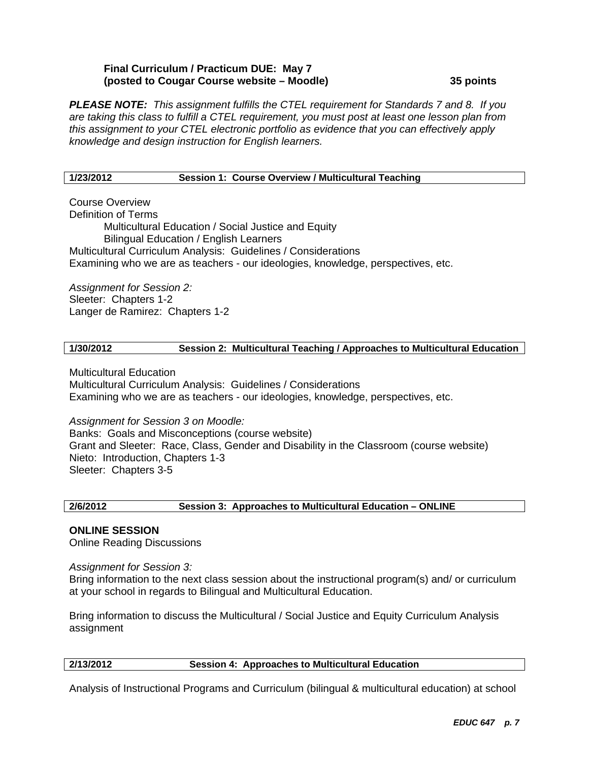**Final Curriculum / Practicum DUE: May 7**
**(posted to Cougar Course website – Moodle)** **35 points**

***PLEASE NOTE:*** *This assignment fulfills the CTEL requirement for Standards 7 and 8. If you are taking this class to fulfill a CTEL requirement, you must post at least one lesson plan from this assignment to your CTEL electronic portfolio as evidence that you can effectively apply knowledge and design instruction for English learners.*

| **1/23/2012** | **Session 1: Course Overview / Multicultural Teaching** |
|---|---|

Course Overview
Definition of Terms
 Multicultural Education / Social Justice and Equity
 Bilingual Education / English Learners
Multicultural Curriculum Analysis: Guidelines / Considerations
Examining who we are as teachers - our ideologies, knowledge, perspectives, etc.

*Assignment for Session 2:*
Sleeter: Chapters 1-2
Langer de Ramirez: Chapters 1-2

| **1/30/2012** | **Session 2: Multicultural Teaching / Approaches to Multicultural Education** |
|---|---|

Multicultural Education
Multicultural Curriculum Analysis: Guidelines / Considerations
Examining who we are as teachers - our ideologies, knowledge, perspectives, etc.

*Assignment for Session 3 on Moodle:*
Banks: Goals and Misconceptions (course website)
Grant and Sleeter: Race, Class, Gender and Disability in the Classroom (course website)
Nieto: Introduction, Chapters 1-3
Sleeter: Chapters 3-5

| **2/6/2012** | **Session 3: Approaches to Multicultural Education – ONLINE** |
|---|---|

**ONLINE SESSION**
Online Reading Discussions

*Assignment for Session 3:*
Bring information to the next class session about the instructional program(s) and/ or curriculum at your school in regards to Bilingual and Multicultural Education.

Bring information to discuss the Multicultural / Social Justice and Equity Curriculum Analysis assignment

| **2/13/2012** | **Session 4: Approaches to Multicultural Education** |
|---|---|

Analysis of Instructional Programs and Curriculum (bilingual & multicultural education) at school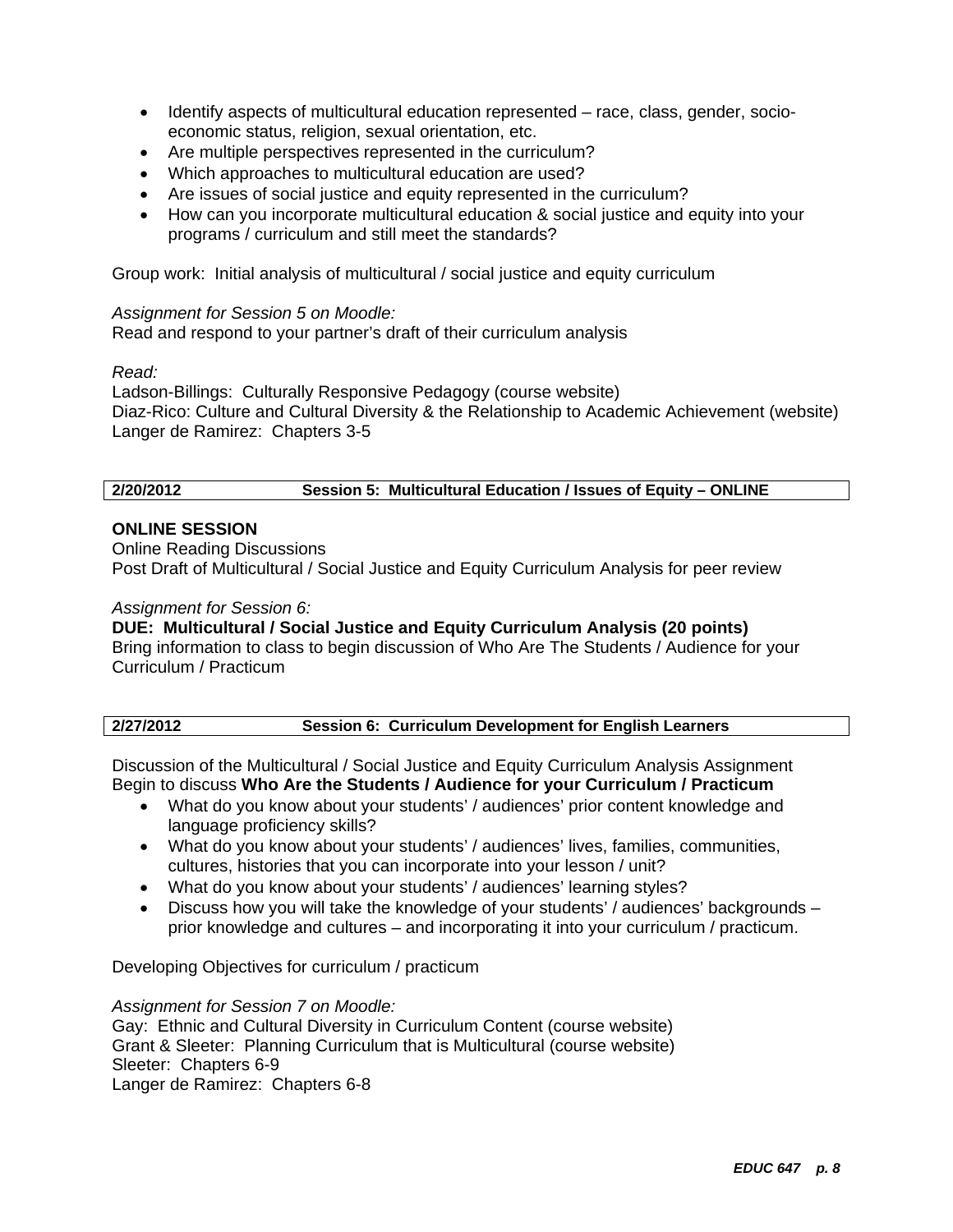- Identify aspects of multicultural education represented – race, class, gender, socio-economic status, religion, sexual orientation, etc.
- Are multiple perspectives represented in the curriculum?
- Which approaches to multicultural education are used?
- Are issues of social justice and equity represented in the curriculum?
- How can you incorporate multicultural education & social justice and equity into your programs / curriculum and still meet the standards?

Group work: Initial analysis of multicultural / social justice and equity curriculum

*Assignment for Session 5 on Moodle:*
Read and respond to your partner's draft of their curriculum analysis

*Read:*
Ladson-Billings: Culturally Responsive Pedagogy (course website)
Diaz-Rico: Culture and Cultural Diversity & the Relationship to Academic Achievement (website)
Langer de Ramirez: Chapters 3-5

| **2/20/2012** | **Session 5: Multicultural Education / Issues of Equity – ONLINE** |
|---|---|

**ONLINE SESSION**
Online Reading Discussions
Post Draft of Multicultural / Social Justice and Equity Curriculum Analysis for peer review

*Assignment for Session 6:*
**DUE: Multicultural / Social Justice and Equity Curriculum Analysis (20 points)**
Bring information to class to begin discussion of Who Are The Students / Audience for your Curriculum / Practicum

| **2/27/2012** | **Session 6: Curriculum Development for English Learners** |
|---|---|

Discussion of the Multicultural / Social Justice and Equity Curriculum Analysis Assignment
Begin to discuss **Who Are the Students / Audience for your Curriculum / Practicum**

- What do you know about your students' / audiences' prior content knowledge and language proficiency skills?
- What do you know about your students' / audiences' lives, families, communities, cultures, histories that you can incorporate into your lesson / unit?
- What do you know about your students' / audiences' learning styles?
- Discuss how you will take the knowledge of your students' / audiences' backgrounds – prior knowledge and cultures – and incorporating it into your curriculum / practicum.

Developing Objectives for curriculum / practicum

*Assignment for Session 7 on Moodle:*
Gay: Ethnic and Cultural Diversity in Curriculum Content (course website)
Grant & Sleeter: Planning Curriculum that is Multicultural (course website)
Sleeter: Chapters 6-9
Langer de Ramirez: Chapters 6-8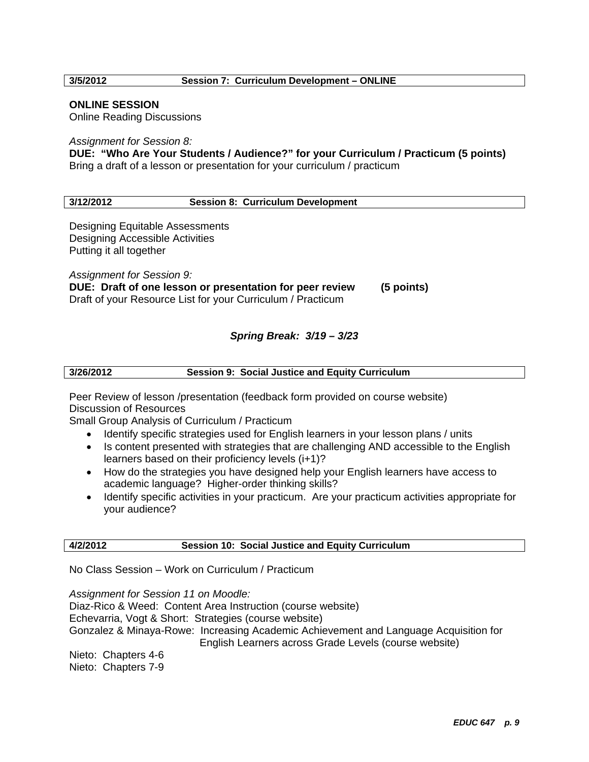**3/5/2012 Session 7: Curriculum Development – ONLINE**

**ONLINE SESSION**
Online Reading Discussions

*Assignment for Session 8:*
**DUE: "Who Are Your Students / Audience?" for your Curriculum / Practicum (5 points)**
Bring a draft of a lesson or presentation for your curriculum / practicum

**3/12/2012 Session 8: Curriculum Development**

Designing Equitable Assessments
Designing Accessible Activities
Putting it all together

*Assignment for Session 9:*
**DUE: Draft of one lesson or presentation for peer review (5 points)**
Draft of your Resource List for your Curriculum / Practicum

***Spring Break: 3/19 – 3/23***

**3/26/2012 Session 9: Social Justice and Equity Curriculum**

Peer Review of lesson /presentation (feedback form provided on course website)
Discussion of Resources
Small Group Analysis of Curriculum / Practicum

- Identify specific strategies used for English learners in your lesson plans / units
- Is content presented with strategies that are challenging AND accessible to the English learners based on their proficiency levels (i+1)?
- How do the strategies you have designed help your English learners have access to academic language? Higher-order thinking skills?
- Identify specific activities in your practicum. Are your practicum activities appropriate for your audience?

**4/2/2012 Session 10: Social Justice and Equity Curriculum**

No Class Session – Work on Curriculum / Practicum

*Assignment for Session 11 on Moodle:*
Diaz-Rico & Weed: Content Area Instruction (course website)
Echevarria, Vogt & Short: Strategies (course website)
Gonzalez & Minaya-Rowe: Increasing Academic Achievement and Language Acquisition for English Learners across Grade Levels (course website)
Nieto: Chapters 4-6
Nieto: Chapters 7-9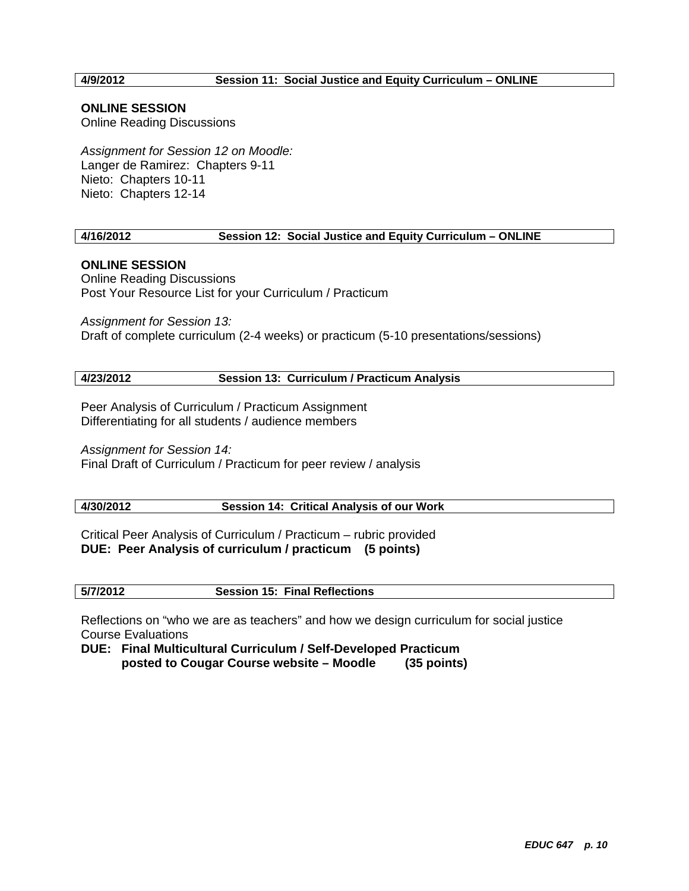**4/9/2012 Session 11: Social Justice and Equity Curriculum – ONLINE**

**ONLINE SESSION**
Online Reading Discussions

*Assignment for Session 12 on Moodle:*
Langer de Ramirez: Chapters 9-11
Nieto: Chapters 10-11
Nieto: Chapters 12-14

**4/16/2012 Session 12: Social Justice and Equity Curriculum – ONLINE**

**ONLINE SESSION**
Online Reading Discussions
Post Your Resource List for your Curriculum / Practicum

*Assignment for Session 13:*
Draft of complete curriculum (2-4 weeks) or practicum (5-10 presentations/sessions)

**4/23/2012 Session 13: Curriculum / Practicum Analysis**

Peer Analysis of Curriculum / Practicum Assignment
Differentiating for all students / audience members

*Assignment for Session 14:*
Final Draft of Curriculum / Practicum for peer review / analysis

**4/30/2012 Session 14: Critical Analysis of our Work**

Critical Peer Analysis of Curriculum / Practicum – rubric provided
**DUE: Peer Analysis of curriculum / practicum (5 points)**

**5/7/2012 Session 15: Final Reflections**

Reflections on "who we are as teachers" and how we design curriculum for social justice
Course Evaluations
**DUE: Final Multicultural Curriculum / Self-Developed Practicum posted to Cougar Course website – Moodle (35 points)**